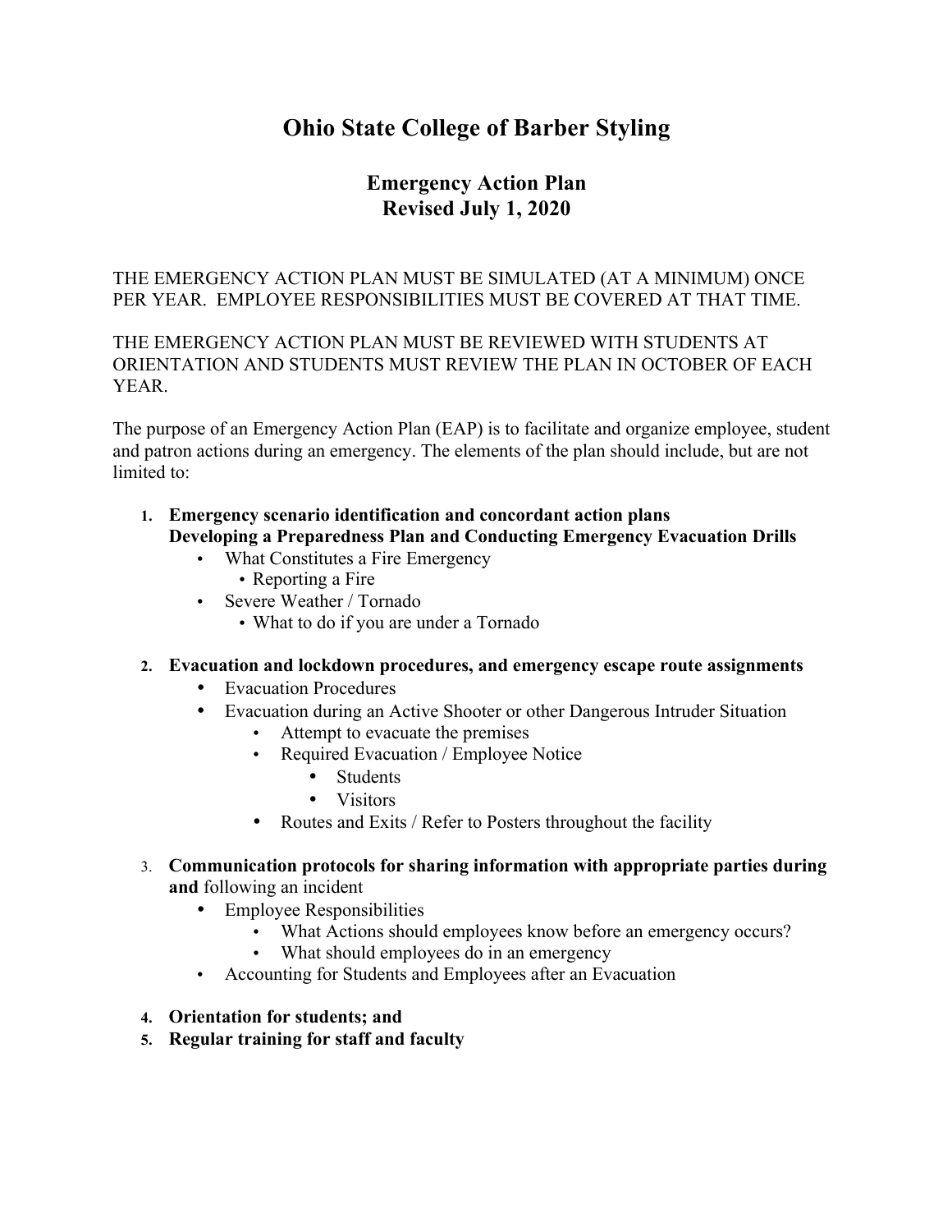# Ohio State College of Barber Styling

## Emergency Action Plan
## Revised July 1, 2020

THE EMERGENCY ACTION PLAN MUST BE SIMULATED (AT A MINIMUM) ONCE PER YEAR. EMPLOYEE RESPONSIBILITIES MUST BE COVERED AT THAT TIME.

THE EMERGENCY ACTION PLAN MUST BE REVIEWED WITH STUDENTS AT ORIENTATION AND STUDENTS MUST REVIEW THE PLAN IN OCTOBER OF EACH YEAR.

The purpose of an Emergency Action Plan (EAP) is to facilitate and organize employee, student and patron actions during an emergency. The elements of the plan should include, but are not limited to:

1. **Emergency scenario identification and concordant action plans**
   **Developing a Preparedness Plan and Conducting Emergency Evacuation Drills**
   - What Constitutes a Fire Emergency
     - Reporting a Fire
   - Severe Weather / Tornado
     - What to do if you are under a Tornado

2. **Evacuation and lockdown procedures, and emergency escape route assignments**
   - Evacuation Procedures
   - Evacuation during an Active Shooter or other Dangerous Intruder Situation
     - Attempt to evacuate the premises
     - Required Evacuation / Employee Notice
       - Students
       - Visitors
     - Routes and Exits / Refer to Posters throughout the facility

3. **Communication protocols for sharing information with appropriate parties during and** following an incident
   - Employee Responsibilities
     - What Actions should employees know before an emergency occurs?
     - What should employees do in an emergency
   - Accounting for Students and Employees after an Evacuation

4. **Orientation for students; and**
5. **Regular training for staff and faculty**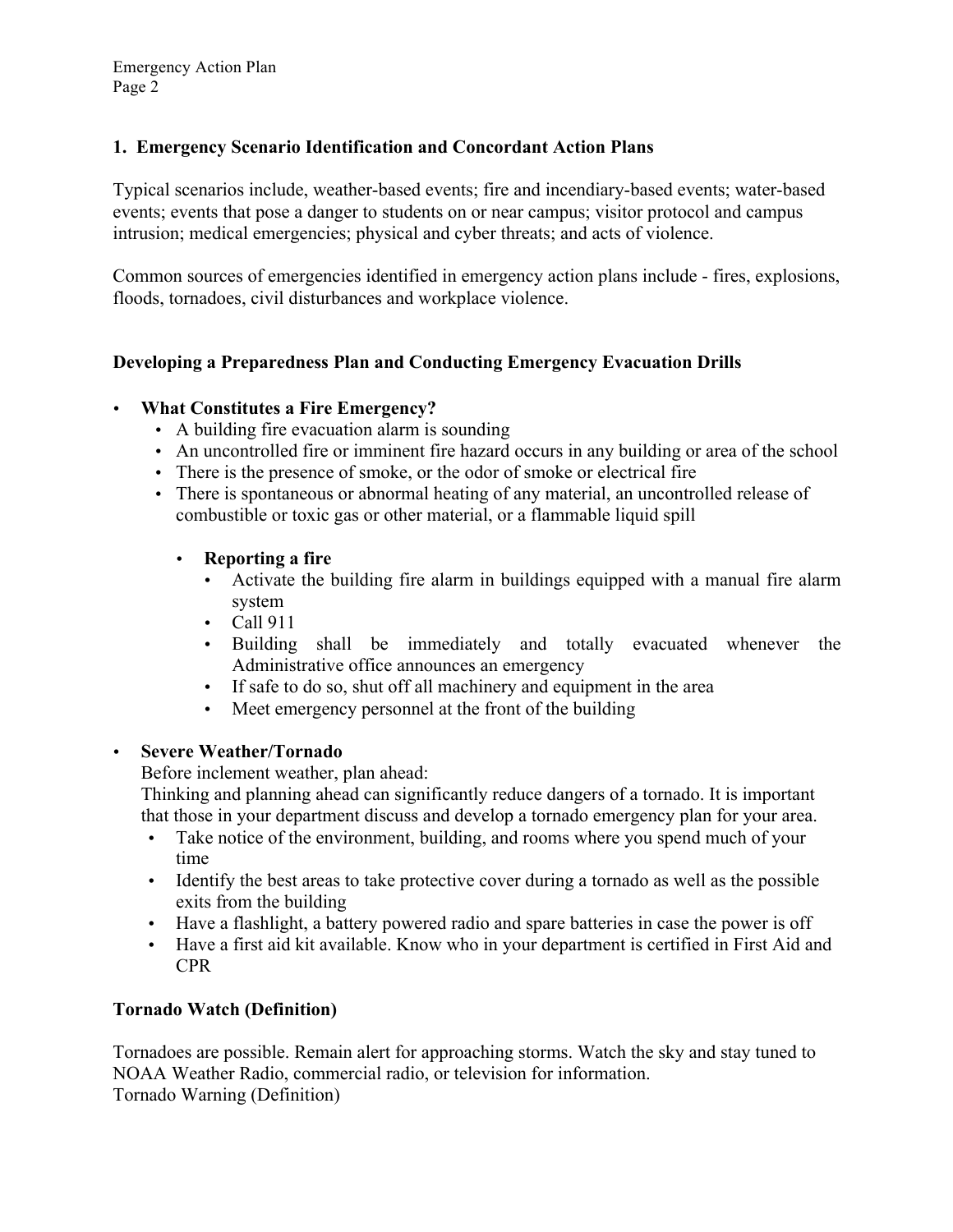## 1. Emergency Scenario Identification and Concordant Action Plans

Typical scenarios include, weather-based events; fire and incendiary-based events; water-based events; events that pose a danger to students on or near campus; visitor protocol and campus intrusion; medical emergencies; physical and cyber threats; and acts of violence.

Common sources of emergencies identified in emergency action plans include - fires, explosions, floods, tornadoes, civil disturbances and workplace violence.

### Developing a Preparedness Plan and Conducting Emergency Evacuation Drills

- **What Constitutes a Fire Emergency?**
  - A building fire evacuation alarm is sounding
  - An uncontrolled fire or imminent fire hazard occurs in any building or area of the school
  - There is the presence of smoke, or the odor of smoke or electrical fire
  - There is spontaneous or abnormal heating of any material, an uncontrolled release of combustible or toxic gas or other material, or a flammable liquid spill

  - **Reporting a fire**
    - Activate the building fire alarm in buildings equipped with a manual fire alarm system
    - Call 911
    - Building shall be immediately and totally evacuated whenever the Administrative office announces an emergency
    - If safe to do so, shut off all machinery and equipment in the area
    - Meet emergency personnel at the front of the building

- **Severe Weather/Tornado**

  Before inclement weather, plan ahead:
  Thinking and planning ahead can significantly reduce dangers of a tornado. It is important that those in your department discuss and develop a tornado emergency plan for your area.
  - Take notice of the environment, building, and rooms where you spend much of your time
  - Identify the best areas to take protective cover during a tornado as well as the possible exits from the building
  - Have a flashlight, a battery powered radio and spare batteries in case the power is off
  - Have a first aid kit available. Know who in your department is certified in First Aid and CPR

### Tornado Watch (Definition)

Tornadoes are possible. Remain alert for approaching storms. Watch the sky and stay tuned to NOAA Weather Radio, commercial radio, or television for information.
Tornado Warning (Definition)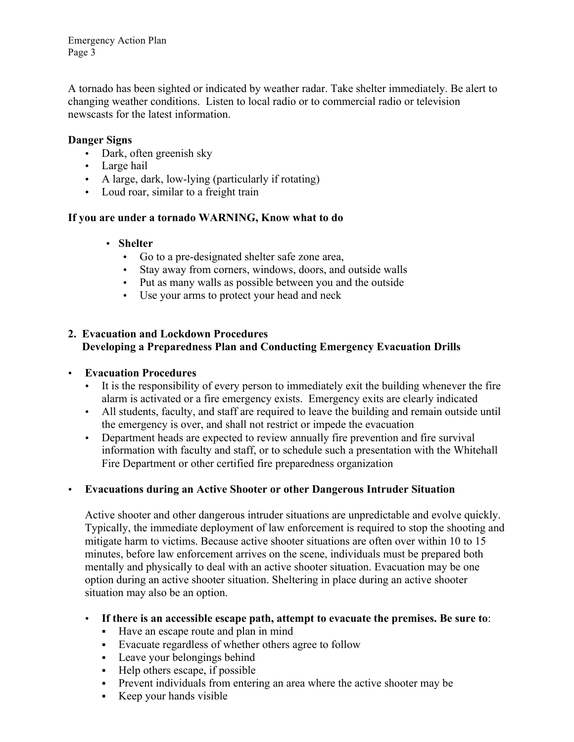A tornado has been sighted or indicated by weather radar. Take shelter immediately. Be alert to changing weather conditions. Listen to local radio or to commercial radio or television newscasts for the latest information.

**Danger Signs**

- Dark, often greenish sky
- Large hail
- A large, dark, low-lying (particularly if rotating)
- Loud roar, similar to a freight train

**If you are under a tornado WARNING, Know what to do**

- **Shelter**
  - Go to a pre-designated shelter safe zone area,
  - Stay away from corners, windows, doors, and outside walls
  - Put as many walls as possible between you and the outside
  - Use your arms to protect your head and neck

## 2. Evacuation and Lockdown Procedures
## Developing a Preparedness Plan and Conducting Emergency Evacuation Drills

- **Evacuation Procedures**
  - It is the responsibility of every person to immediately exit the building whenever the fire alarm is activated or a fire emergency exists. Emergency exits are clearly indicated
  - All students, faculty, and staff are required to leave the building and remain outside until the emergency is over, and shall not restrict or impede the evacuation
  - Department heads are expected to review annually fire prevention and fire survival information with faculty and staff, or to schedule such a presentation with the Whitehall Fire Department or other certified fire preparedness organization

- **Evacuations during an Active Shooter or other Dangerous Intruder Situation**

  Active shooter and other dangerous intruder situations are unpredictable and evolve quickly. Typically, the immediate deployment of law enforcement is required to stop the shooting and mitigate harm to victims. Because active shooter situations are often over within 10 to 15 minutes, before law enforcement arrives on the scene, individuals must be prepared both mentally and physically to deal with an active shooter situation. Evacuation may be one option during an active shooter situation. Sheltering in place during an active shooter situation may also be an option.

  - **If there is an accessible escape path, attempt to evacuate the premises. Be sure to**:
    - Have an escape route and plan in mind
    - Evacuate regardless of whether others agree to follow
    - Leave your belongings behind
    - Help others escape, if possible
    - Prevent individuals from entering an area where the active shooter may be
    - Keep your hands visible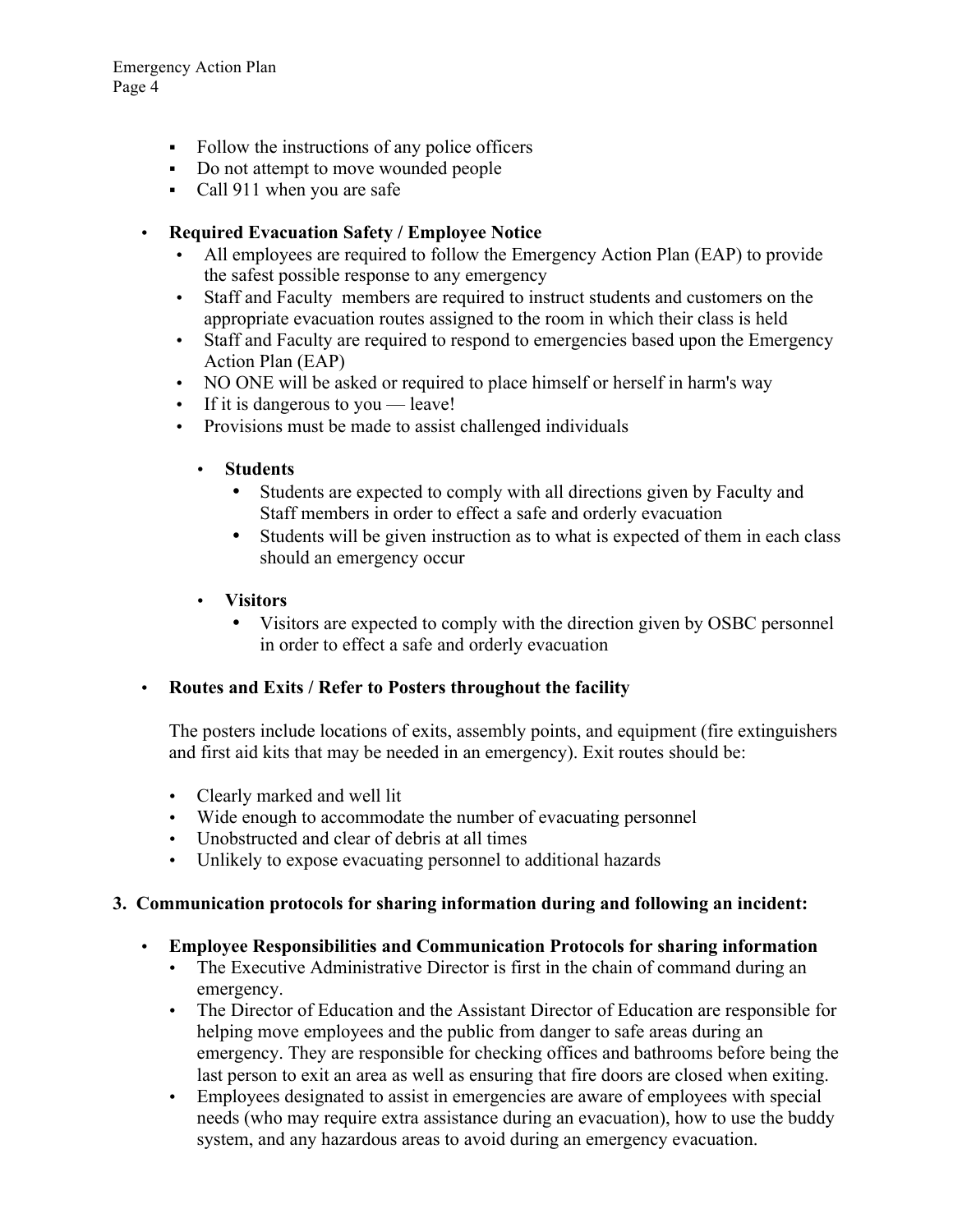- Follow the instructions of any police officers
- Do not attempt to move wounded people
- Call 911 when you are safe

- **Required Evacuation Safety / Employee Notice**
  - All employees are required to follow the Emergency Action Plan (EAP) to provide the safest possible response to any emergency
  - Staff and Faculty members are required to instruct students and customers on the appropriate evacuation routes assigned to the room in which their class is held
  - Staff and Faculty are required to respond to emergencies based upon the Emergency Action Plan (EAP)
  - NO ONE will be asked or required to place himself or herself in harm's way
  - If it is dangerous to you — leave!
  - Provisions must be made to assist challenged individuals

    - **Students**
      - Students are expected to comply with all directions given by Faculty and Staff members in order to effect a safe and orderly evacuation
      - Students will be given instruction as to what is expected of them in each class should an emergency occur

    - **Visitors**
      - Visitors are expected to comply with the direction given by OSBC personnel in order to effect a safe and orderly evacuation

- **Routes and Exits / Refer to Posters throughout the facility**

  The posters include locations of exits, assembly points, and equipment (fire extinguishers and first aid kits that may be needed in an emergency). Exit routes should be:

  - Clearly marked and well lit
  - Wide enough to accommodate the number of evacuating personnel
  - Unobstructed and clear of debris at all times
  - Unlikely to expose evacuating personnel to additional hazards

## 3. Communication protocols for sharing information during and following an incident:

- **Employee Responsibilities and Communication Protocols for sharing information**
  - The Executive Administrative Director is first in the chain of command during an emergency.
  - The Director of Education and the Assistant Director of Education are responsible for helping move employees and the public from danger to safe areas during an emergency. They are responsible for checking offices and bathrooms before being the last person to exit an area as well as ensuring that fire doors are closed when exiting.
  - Employees designated to assist in emergencies are aware of employees with special needs (who may require extra assistance during an evacuation), how to use the buddy system, and any hazardous areas to avoid during an emergency evacuation.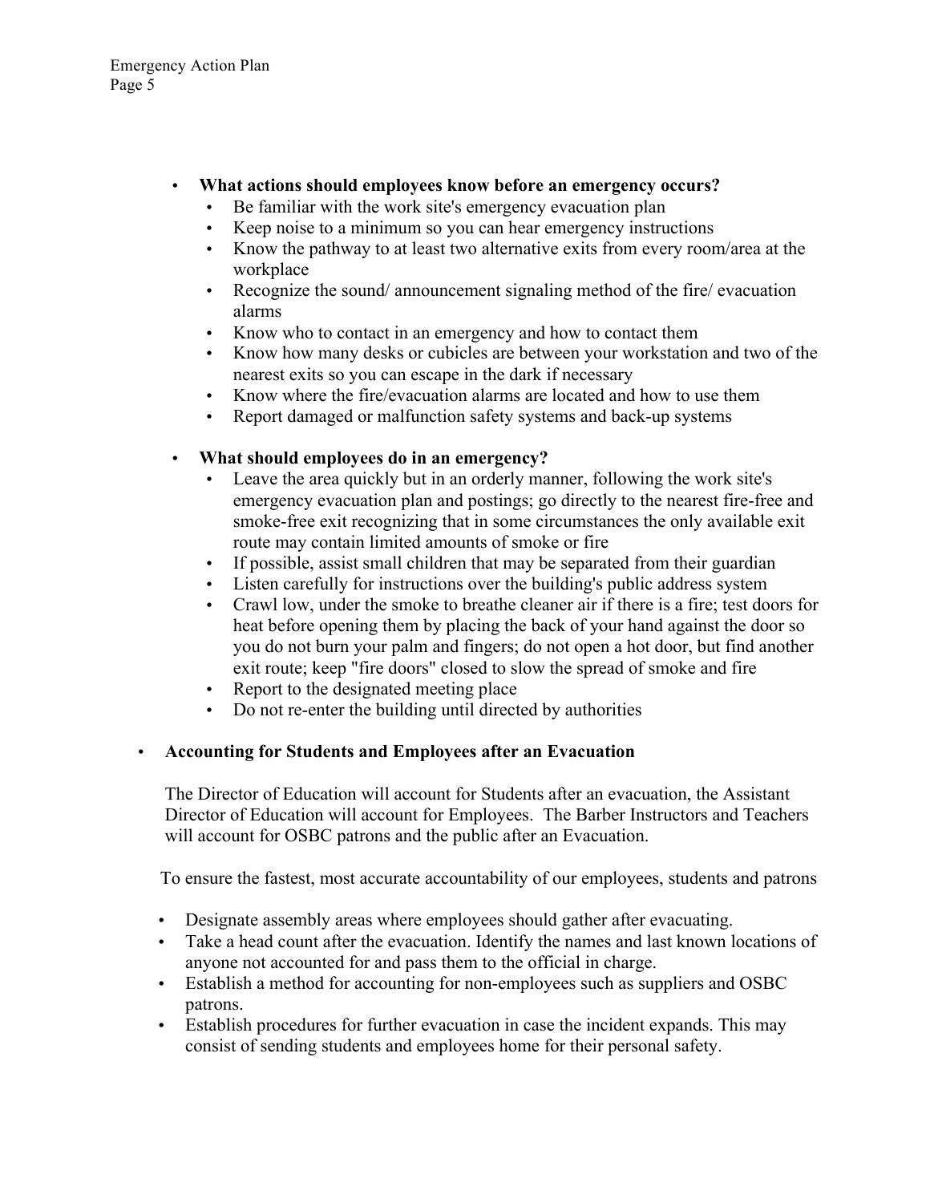- **What actions should employees know before an emergency occurs?**
  - Be familiar with the work site's emergency evacuation plan
  - Keep noise to a minimum so you can hear emergency instructions
  - Know the pathway to at least two alternative exits from every room/area at the workplace
  - Recognize the sound/ announcement signaling method of the fire/ evacuation alarms
  - Know who to contact in an emergency and how to contact them
  - Know how many desks or cubicles are between your workstation and two of the nearest exits so you can escape in the dark if necessary
  - Know where the fire/evacuation alarms are located and how to use them
  - Report damaged or malfunction safety systems and back-up systems

- **What should employees do in an emergency?**
  - Leave the area quickly but in an orderly manner, following the work site's emergency evacuation plan and postings; go directly to the nearest fire-free and smoke-free exit recognizing that in some circumstances the only available exit route may contain limited amounts of smoke or fire
  - If possible, assist small children that may be separated from their guardian
  - Listen carefully for instructions over the building's public address system
  - Crawl low, under the smoke to breathe cleaner air if there is a fire; test doors for heat before opening them by placing the back of your hand against the door so you do not burn your palm and fingers; do not open a hot door, but find another exit route; keep "fire doors" closed to slow the spread of smoke and fire
  - Report to the designated meeting place
  - Do not re-enter the building until directed by authorities

- **Accounting for Students and Employees after an Evacuation**

  The Director of Education will account for Students after an evacuation, the Assistant Director of Education will account for Employees. The Barber Instructors and Teachers will account for OSBC patrons and the public after an Evacuation.

  To ensure the fastest, most accurate accountability of our employees, students and patrons

  - Designate assembly areas where employees should gather after evacuating.
  - Take a head count after the evacuation. Identify the names and last known locations of anyone not accounted for and pass them to the official in charge.
  - Establish a method for accounting for non-employees such as suppliers and OSBC patrons.
  - Establish procedures for further evacuation in case the incident expands. This may consist of sending students and employees home for their personal safety.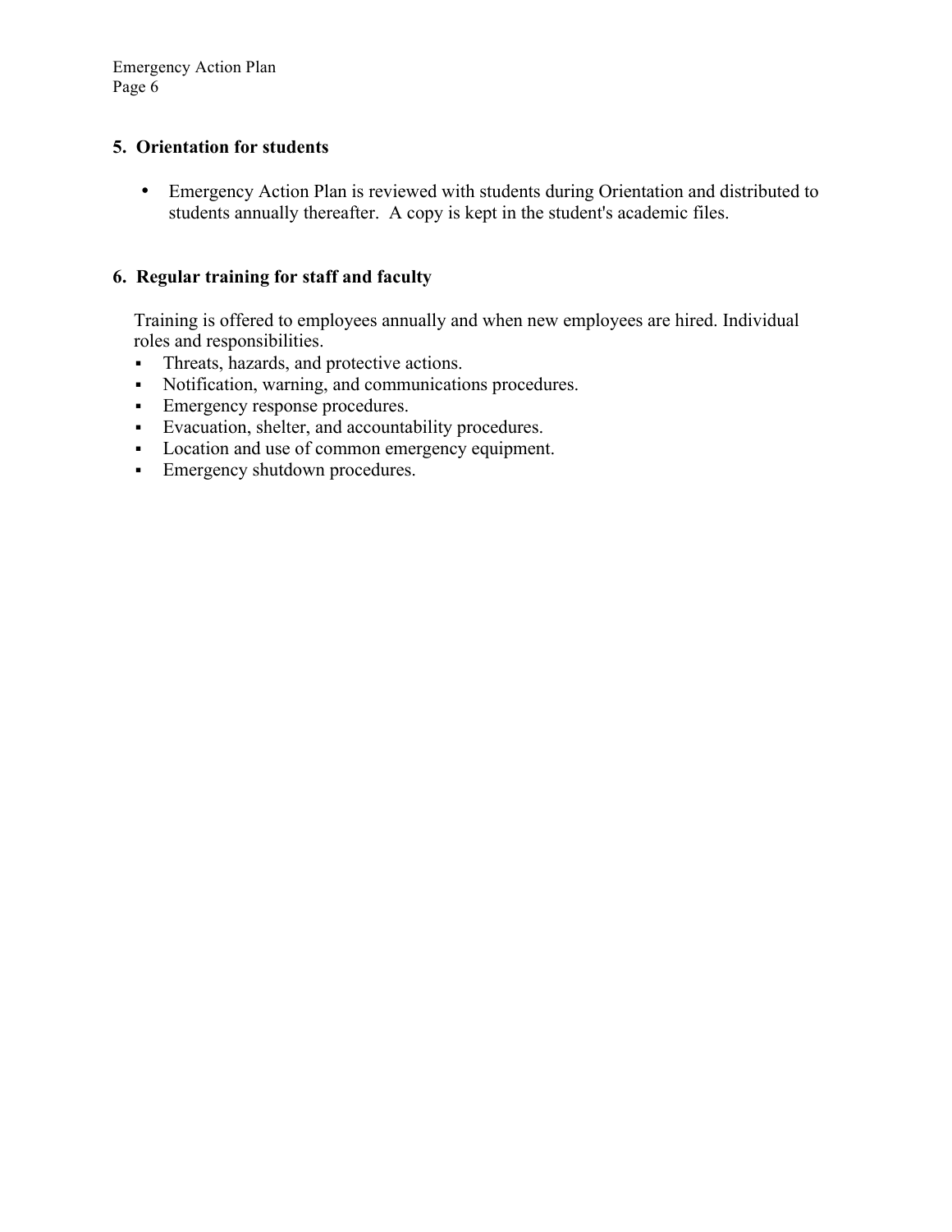## 5. Orientation for students

- Emergency Action Plan is reviewed with students during Orientation and distributed to students annually thereafter. A copy is kept in the student's academic files.

## 6. Regular training for staff and faculty

Training is offered to employees annually and when new employees are hired. Individual roles and responsibilities.

- Threats, hazards, and protective actions.
- Notification, warning, and communications procedures.
- Emergency response procedures.
- Evacuation, shelter, and accountability procedures.
- Location and use of common emergency equipment.
- Emergency shutdown procedures.